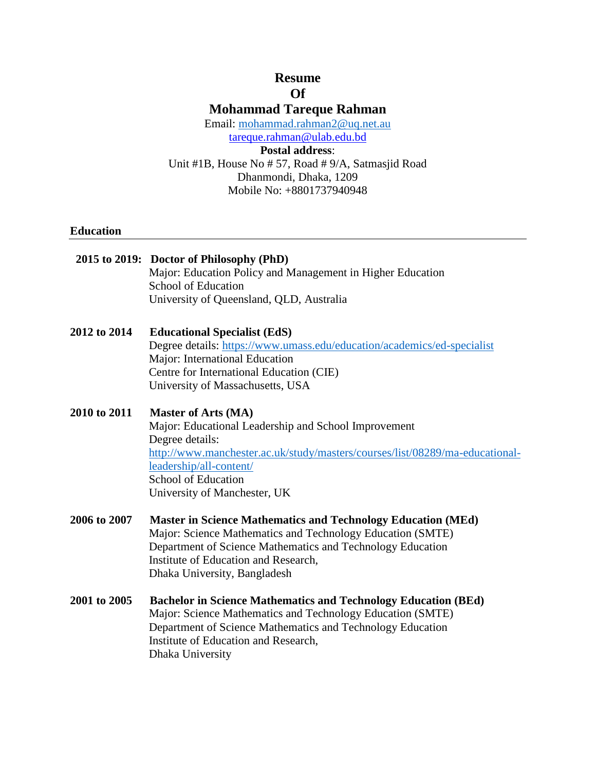# Resume
# Of
# Mohammad Tareque Rahman

Email: mohammad.rahman2@uq.net.au
tareque.rahman@ulab.edu.bd

**Postal address**:
Unit #1B, House No # 57, Road # 9/A, Satmasjid Road
Dhanmondi, Dhaka, 1209
Mobile No: +8801737940948

## Education

**2015 to 2019: Doctor of Philosophy (PhD)**
Major: Education Policy and Management in Higher Education
School of Education
University of Queensland, QLD, Australia

**2012 to 2014 Educational Specialist (EdS)**
Degree details: https://www.umass.edu/education/academics/ed-specialist
Major: International Education
Centre for International Education (CIE)
University of Massachusetts, USA

**2010 to 2011 Master of Arts (MA)**
Major: Educational Leadership and School Improvement
Degree details:
http://www.manchester.ac.uk/study/masters/courses/list/08289/ma-educational-leadership/all-content/
School of Education
University of Manchester, UK

**2006 to 2007 Master in Science Mathematics and Technology Education (MEd)**
Major: Science Mathematics and Technology Education (SMTE)
Department of Science Mathematics and Technology Education
Institute of Education and Research,
Dhaka University, Bangladesh

**2001 to 2005 Bachelor in Science Mathematics and Technology Education (BEd)**
Major: Science Mathematics and Technology Education (SMTE)
Department of Science Mathematics and Technology Education
Institute of Education and Research,
Dhaka University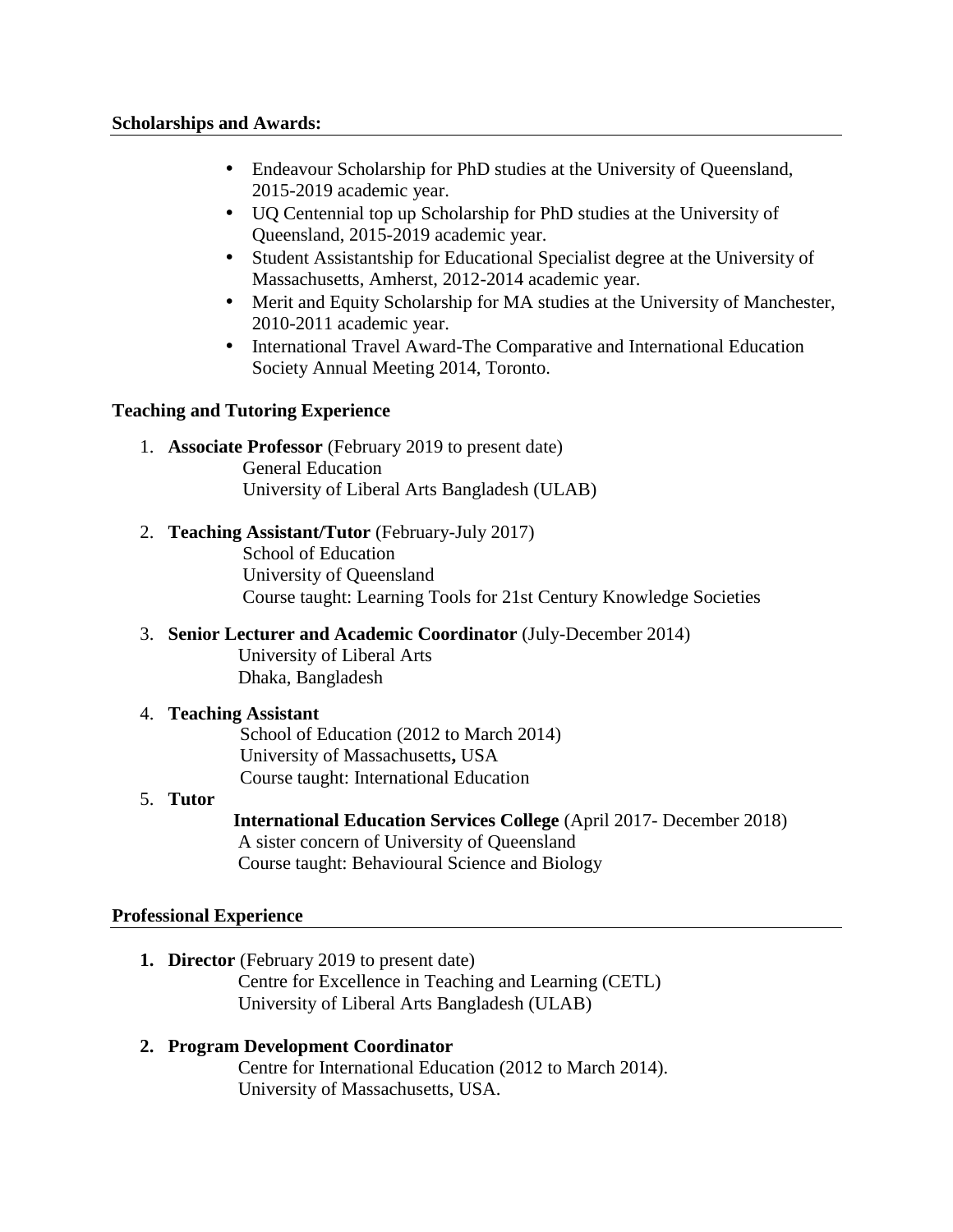## Scholarships and Awards:

- Endeavour Scholarship for PhD studies at the University of Queensland, 2015-2019 academic year.
- UQ Centennial top up Scholarship for PhD studies at the University of Queensland, 2015-2019 academic year.
- Student Assistantship for Educational Specialist degree at the University of Massachusetts, Amherst, 2012-2014 academic year.
- Merit and Equity Scholarship for MA studies at the University of Manchester, 2010-2011 academic year.
- International Travel Award-The Comparative and International Education Society Annual Meeting 2014, Toronto.

## Teaching and Tutoring Experience

1. **Associate Professor** (February 2019 to present date)
   General Education
   University of Liberal Arts Bangladesh (ULAB)

2. **Teaching Assistant/Tutor** (February-July 2017)
   School of Education
   University of Queensland
   Course taught: Learning Tools for 21st Century Knowledge Societies

3. **Senior Lecturer and Academic Coordinator** (July-December 2014)
   University of Liberal Arts
   Dhaka, Bangladesh

4. **Teaching Assistant**
   School of Education (2012 to March 2014)
   University of Massachusetts**,** USA
   Course taught: International Education

5. **Tutor**
   **International Education Services College** (April 2017- December 2018)
   A sister concern of University of Queensland
   Course taught: Behavioural Science and Biology

## Professional Experience

1. **Director** (February 2019 to present date)
   Centre for Excellence in Teaching and Learning (CETL)
   University of Liberal Arts Bangladesh (ULAB)

2. **Program Development Coordinator**
   Centre for International Education (2012 to March 2014).
   University of Massachusetts, USA.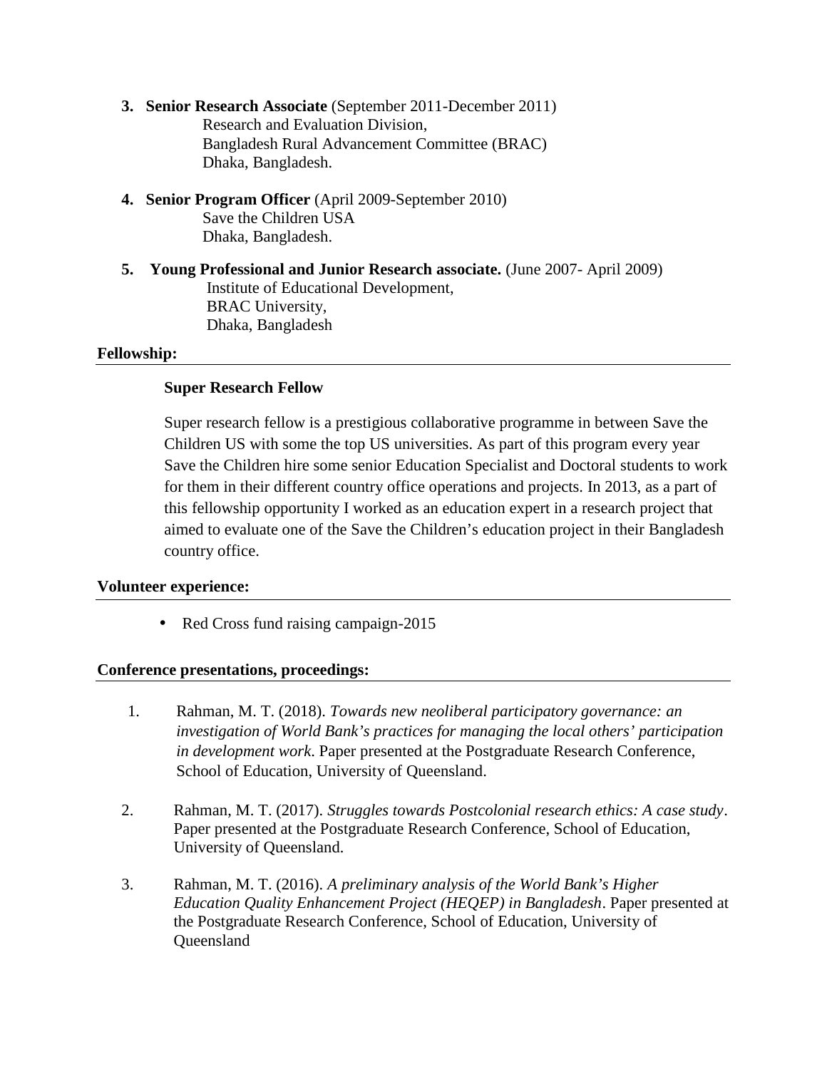3. **Senior Research Associate** (September 2011-December 2011)
   Research and Evaluation Division,
   Bangladesh Rural Advancement Committee (BRAC)
   Dhaka, Bangladesh.

4. **Senior Program Officer** (April 2009-September 2010)
   Save the Children USA
   Dhaka, Bangladesh.

5. **Young Professional and Junior Research associate.** (June 2007- April 2009)
   Institute of Educational Development,
   BRAC University,
   Dhaka, Bangladesh

**Fellowship:**

**Super Research Fellow**

Super research fellow is a prestigious collaborative programme in between Save the Children US with some the top US universities. As part of this program every year Save the Children hire some senior Education Specialist and Doctoral students to work for them in their different country office operations and projects. In 2013, as a part of this fellowship opportunity I worked as an education expert in a research project that aimed to evaluate one of the Save the Children's education project in their Bangladesh country office.

**Volunteer experience:**

- Red Cross fund raising campaign-2015

**Conference presentations, proceedings:**

1. Rahman, M. T. (2018). *Towards new neoliberal participatory governance: an investigation of World Bank's practices for managing the local others' participation in development work*. Paper presented at the Postgraduate Research Conference, School of Education, University of Queensland.

2. Rahman, M. T. (2017). *Struggles towards Postcolonial research ethics: A case study*. Paper presented at the Postgraduate Research Conference, School of Education, University of Queensland.

3. Rahman, M. T. (2016). *A preliminary analysis of the World Bank's Higher Education Quality Enhancement Project (HEQEP) in Bangladesh*. Paper presented at the Postgraduate Research Conference, School of Education, University of Queensland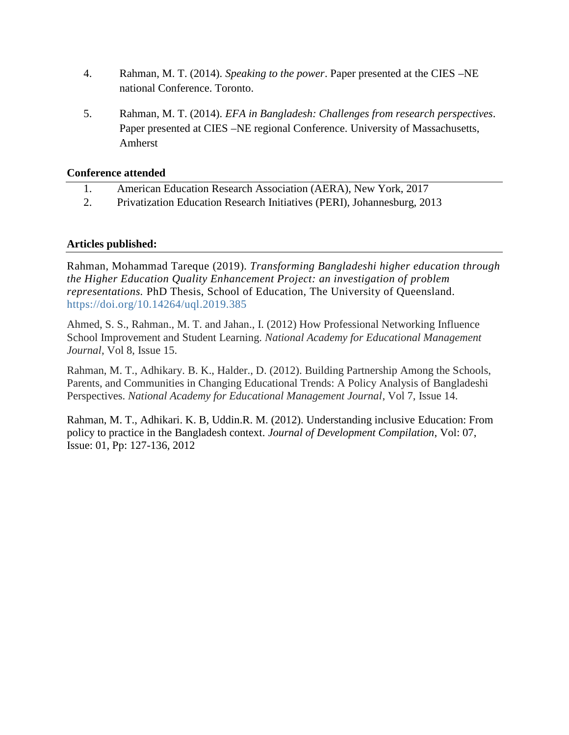4. Rahman, M. T. (2014). *Speaking to the power*. Paper presented at the CIES –NE national Conference. Toronto.

5. Rahman, M. T. (2014). *EFA in Bangladesh: Challenges from research perspectives*. Paper presented at CIES –NE regional Conference. University of Massachusetts, Amherst

**Conference attended**

1. American Education Research Association (AERA), New York, 2017
2. Privatization Education Research Initiatives (PERI), Johannesburg, 2013

**Articles published:**

Rahman, Mohammad Tareque (2019). *Transforming Bangladeshi higher education through the Higher Education Quality Enhancement Project: an investigation of problem representations.* PhD Thesis, School of Education, The University of Queensland. https://doi.org/10.14264/uql.2019.385

Ahmed, S. S., Rahman., M. T. and Jahan., I. (2012) How Professional Networking Influence School Improvement and Student Learning. *National Academy for Educational Management Journal*, Vol 8, Issue 15.

Rahman, M. T., Adhikary. B. K., Halder., D. (2012). Building Partnership Among the Schools, Parents, and Communities in Changing Educational Trends: A Policy Analysis of Bangladeshi Perspectives. *National Academy for Educational Management Journal*, Vol 7, Issue 14.

Rahman, M. T., Adhikari. K. B, Uddin.R. M. (2012). Understanding inclusive Education: From policy to practice in the Bangladesh context. *Journal of Development Compilation*, Vol: 07, Issue: 01, Pp: 127-136, 2012